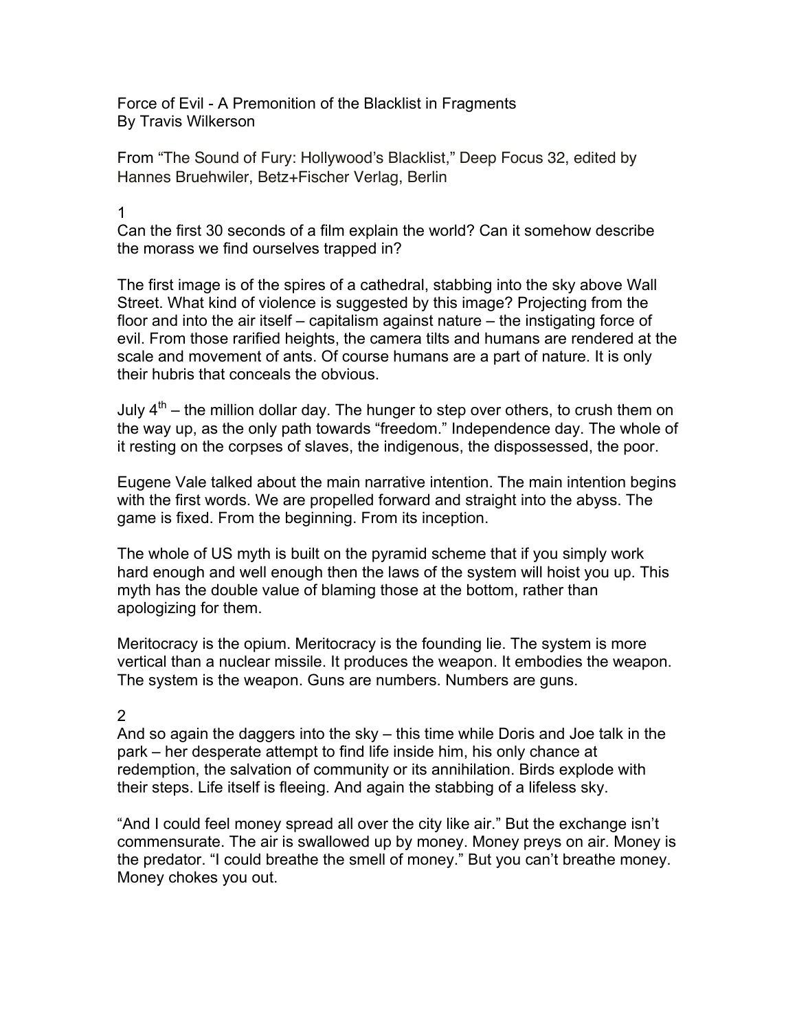# Force of Evil - A Premonition of the Blacklist in Fragments

By Travis Wilkerson

From "The Sound of Fury: Hollywood's Blacklist," Deep Focus 32, edited by Hannes Bruehwiler, Betz+Fischer Verlag, Berlin

## 1

Can the first 30 seconds of a film explain the world? Can it somehow describe the morass we find ourselves trapped in?

The first image is of the spires of a cathedral, stabbing into the sky above Wall Street. What kind of violence is suggested by this image? Projecting from the floor and into the air itself – capitalism against nature – the instigating force of evil. From those rarified heights, the camera tilts and humans are rendered at the scale and movement of ants. Of course humans are a part of nature. It is only their hubris that conceals the obvious.

July 4th – the million dollar day. The hunger to step over others, to crush them on the way up, as the only path towards "freedom." Independence day. The whole of it resting on the corpses of slaves, the indigenous, the dispossessed, the poor.

Eugene Vale talked about the main narrative intention. The main intention begins with the first words. We are propelled forward and straight into the abyss. The game is fixed. From the beginning. From its inception.

The whole of US myth is built on the pyramid scheme that if you simply work hard enough and well enough then the laws of the system will hoist you up. This myth has the double value of blaming those at the bottom, rather than apologizing for them.

Meritocracy is the opium. Meritocracy is the founding lie. The system is more vertical than a nuclear missile. It produces the weapon. It embodies the weapon. The system is the weapon. Guns are numbers. Numbers are guns.

## 2

And so again the daggers into the sky – this time while Doris and Joe talk in the park – her desperate attempt to find life inside him, his only chance at redemption, the salvation of community or its annihilation. Birds explode with their steps. Life itself is fleeing. And again the stabbing of a lifeless sky.

"And I could feel money spread all over the city like air." But the exchange isn't commensurate. The air is swallowed up by money. Money preys on air. Money is the predator. "I could breathe the smell of money." But you can't breathe money. Money chokes you out.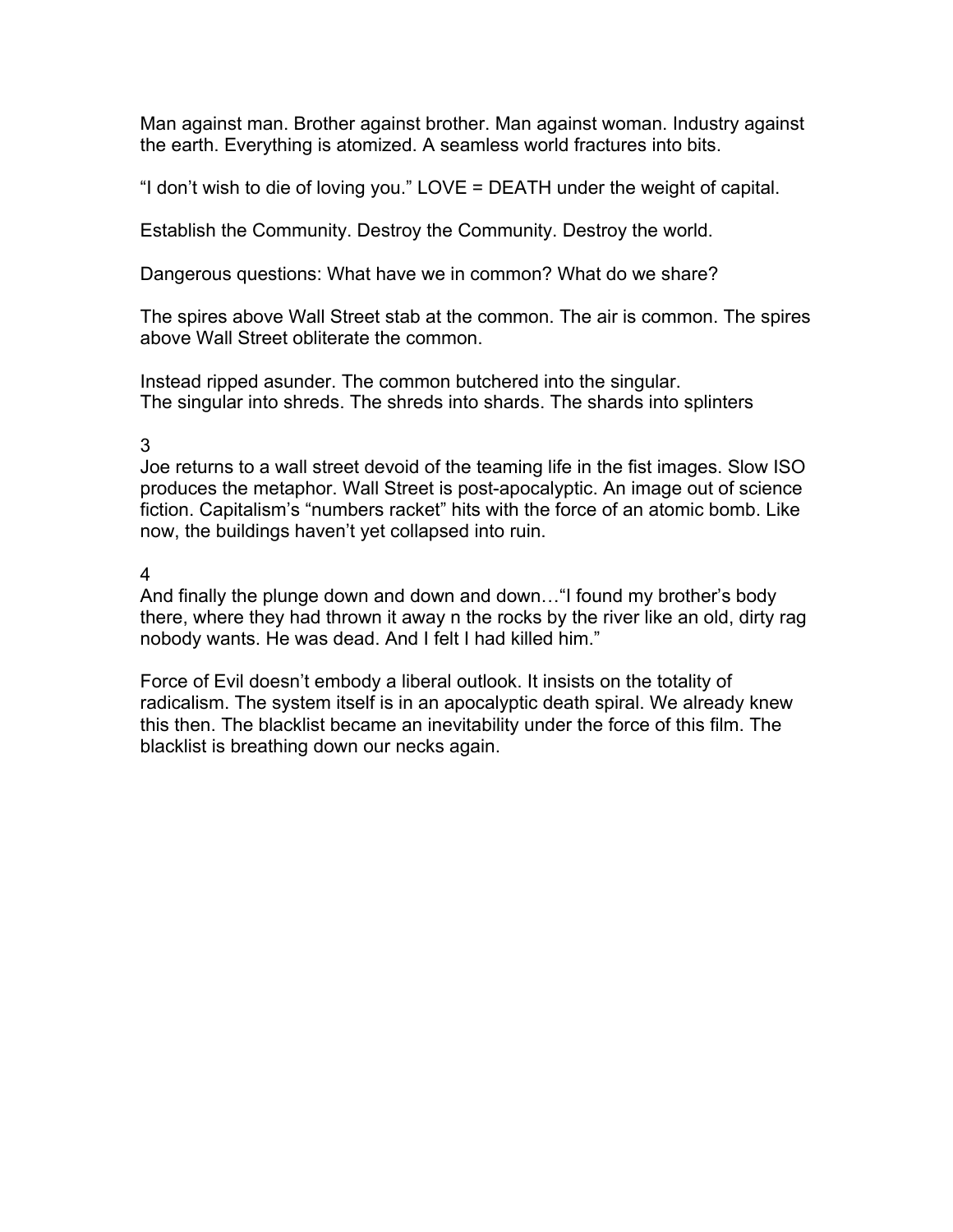Man against man. Brother against brother. Man against woman. Industry against the earth. Everything is atomized. A seamless world fractures into bits.

“I don’t wish to die of loving you.” LOVE = DEATH under the weight of capital.

Establish the Community. Destroy the Community. Destroy the world.

Dangerous questions: What have we in common? What do we share?

The spires above Wall Street stab at the common. The air is common. The spires above Wall Street obliterate the common.

Instead ripped asunder. The common butchered into the singular.
The singular into shreds. The shreds into shards. The shards into splinters

3

Joe returns to a wall street devoid of the teaming life in the fist images. Slow ISO produces the metaphor. Wall Street is post-apocalyptic. An image out of science fiction. Capitalism’s “numbers racket” hits with the force of an atomic bomb. Like now, the buildings haven’t yet collapsed into ruin.

4

And finally the plunge down and down and down…“I found my brother’s body there, where they had thrown it away n the rocks by the river like an old, dirty rag nobody wants. He was dead. And I felt I had killed him.”

Force of Evil doesn’t embody a liberal outlook. It insists on the totality of radicalism. The system itself is in an apocalyptic death spiral. We already knew this then. The blacklist became an inevitability under the force of this film. The blacklist is breathing down our necks again.